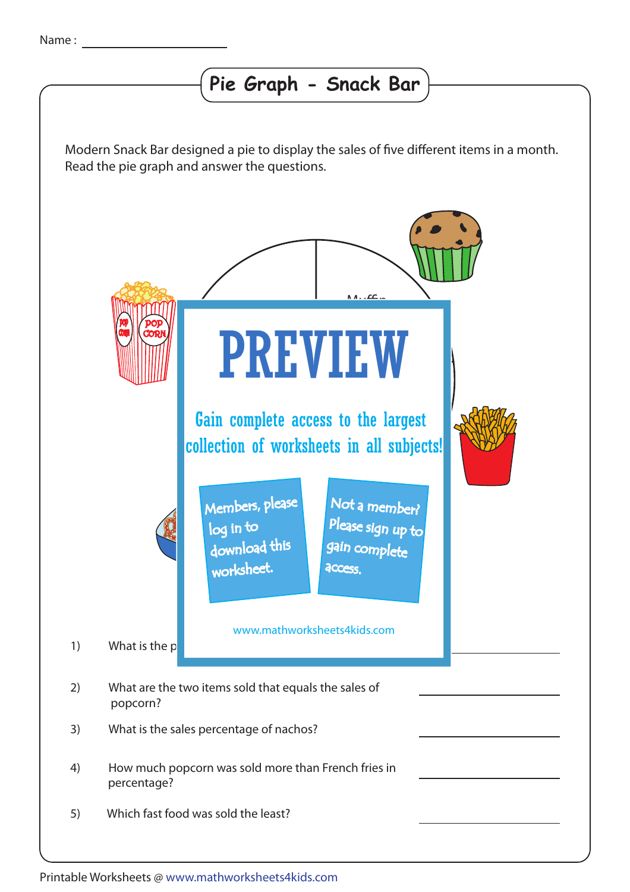Name : ____________________

# Pie Graph - Snack Bar

Modern Snack Bar designed a pie to display the sales of five different items in a month. Read the pie graph and answer the questions.

Muffin

# PREVIEW

Gain complete access to the largest collection of worksheets in all subjects!

Members, please log in to download this worksheet.

Not a member? Please sign up to gain complete access.

www.mathworksheets4kids.com

1) What is the p ____________________

2) What are the two items sold that equals the sales of popcorn? ____________________

3) What is the sales percentage of nachos? ____________________

4) How much popcorn was sold more than French fries in percentage? ____________________

5) Which fast food was sold the least? ____________________

Printable Worksheets @ www.mathworksheets4kids.com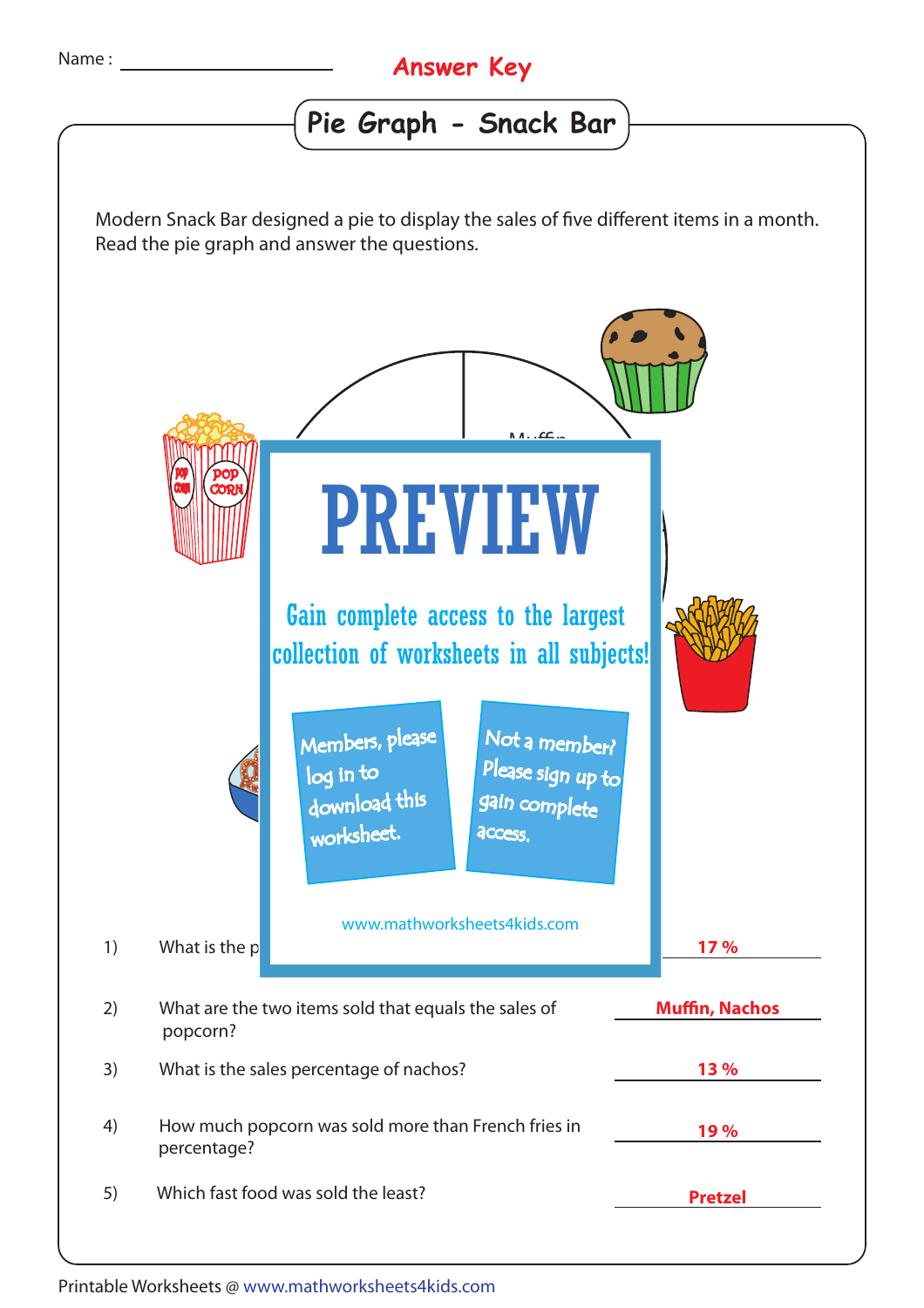Name : ____________________

Answer Key

# Pie Graph - Snack Bar

Modern Snack Bar designed a pie to display the sales of five different items in a month. Read the pie graph and answer the questions.

Muffin

PREVIEW

Gain complete access to the largest collection of worksheets in all subjects!

Members, please log in to download this worksheet.

Not a member? Please sign up to gain complete access.

www.mathworksheets4kids.com

1) What is the p **17 %**

2) What are the two items sold that equals the sales of popcorn? **Muffin, Nachos**

3) What is the sales percentage of nachos? **13 %**

4) How much popcorn was sold more than French fries in percentage? **19 %**

5) Which fast food was sold the least? **Pretzel**